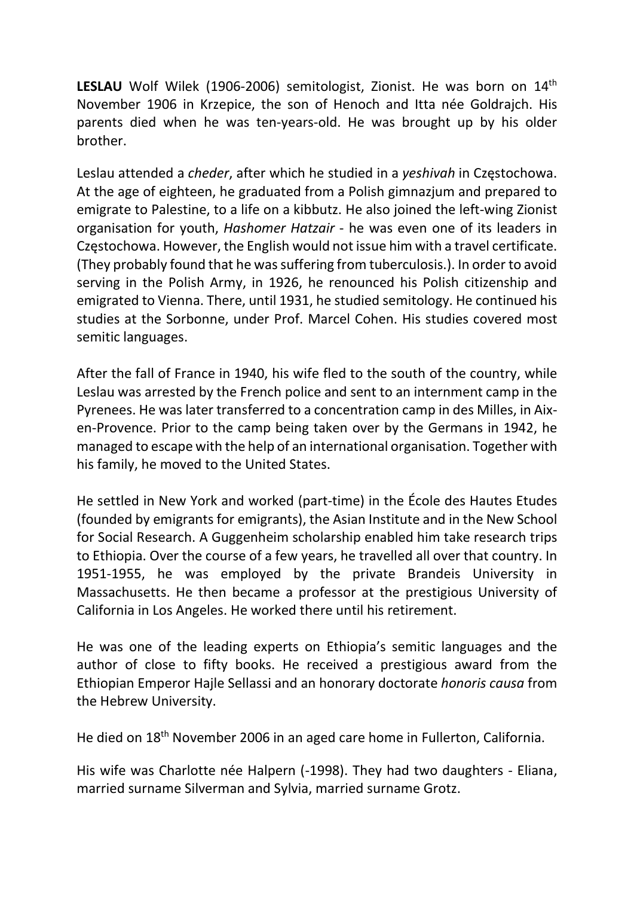**LESLAU** Wolf Wilek (1906-2006) semitologist, Zionist. He was born on 14th November 1906 in Krzepice, the son of Henoch and Itta née Goldrajch. His parents died when he was ten-years-old. He was brought up by his older brother.

Leslau attended a *cheder*, after which he studied in a *yeshivah* in Częstochowa. At the age of eighteen, he graduated from a Polish gimnazjum and prepared to emigrate to Palestine, to a life on a kibbutz. He also joined the left-wing Zionist organisation for youth, *Hashomer Hatzair* - he was even one of its leaders in Częstochowa. However, the English would not issue him with a travel certificate. (They probably found that he was suffering from tuberculosis.). In order to avoid serving in the Polish Army, in 1926, he renounced his Polish citizenship and emigrated to Vienna. There, until 1931, he studied semitology. He continued his studies at the Sorbonne, under Prof. Marcel Cohen. His studies covered most semitic languages.

After the fall of France in 1940, his wife fled to the south of the country, while Leslau was arrested by the French police and sent to an internment camp in the Pyrenees. He was later transferred to a concentration camp in des Milles, in Aix-en-Provence. Prior to the camp being taken over by the Germans in 1942, he managed to escape with the help of an international organisation. Together with his family, he moved to the United States.

He settled in New York and worked (part-time) in the École des Hautes Etudes (founded by emigrants for emigrants), the Asian Institute and in the New School for Social Research. A Guggenheim scholarship enabled him take research trips to Ethiopia. Over the course of a few years, he travelled all over that country. In 1951-1955, he was employed by the private Brandeis University in Massachusetts. He then became a professor at the prestigious University of California in Los Angeles. He worked there until his retirement.

He was one of the leading experts on Ethiopia's semitic languages and the author of close to fifty books. He received a prestigious award from the Ethiopian Emperor Hajle Sellassi and an honorary doctorate *honoris causa* from the Hebrew University.

He died on 18th November 2006 in an aged care home in Fullerton, California.

His wife was Charlotte née Halpern (-1998). They had two daughters - Eliana, married surname Silverman and Sylvia, married surname Grotz.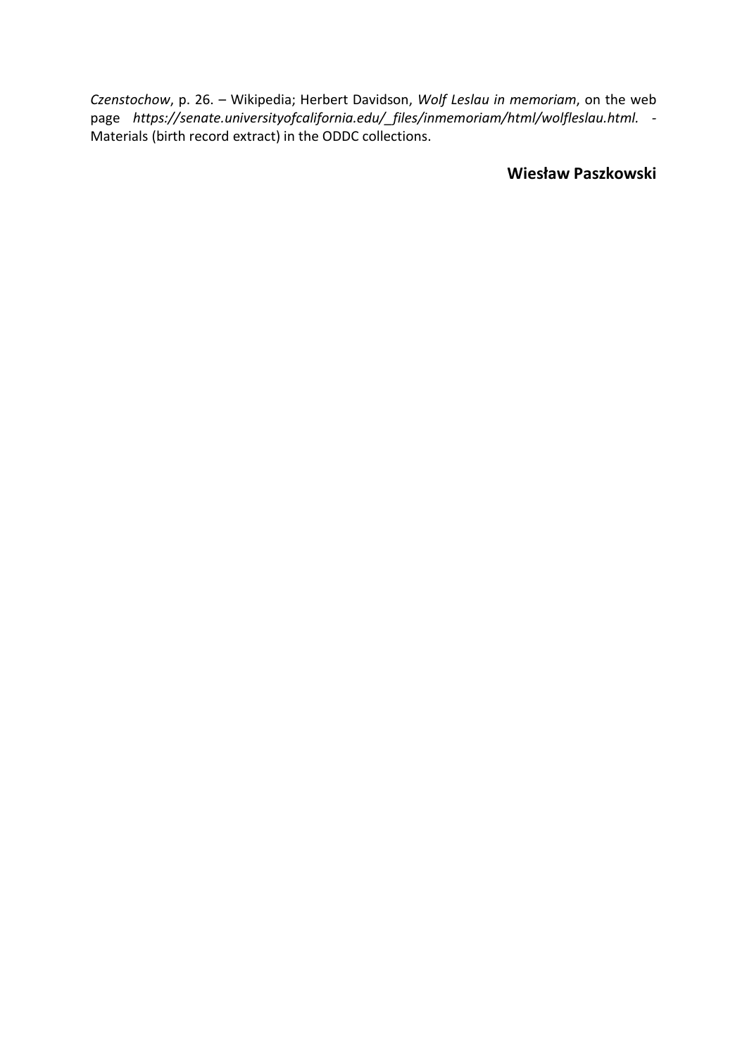*Czenstochow*, p. 26. – Wikipedia; Herbert Davidson, *Wolf Leslau in memoriam*, on the web page *https://senate.universityofcalifornia.edu/_files/inmemoriam/html/wolfleslau.html.* - Materials (birth record extract) in the ODDC collections.

**Wiesław Paszkowski**